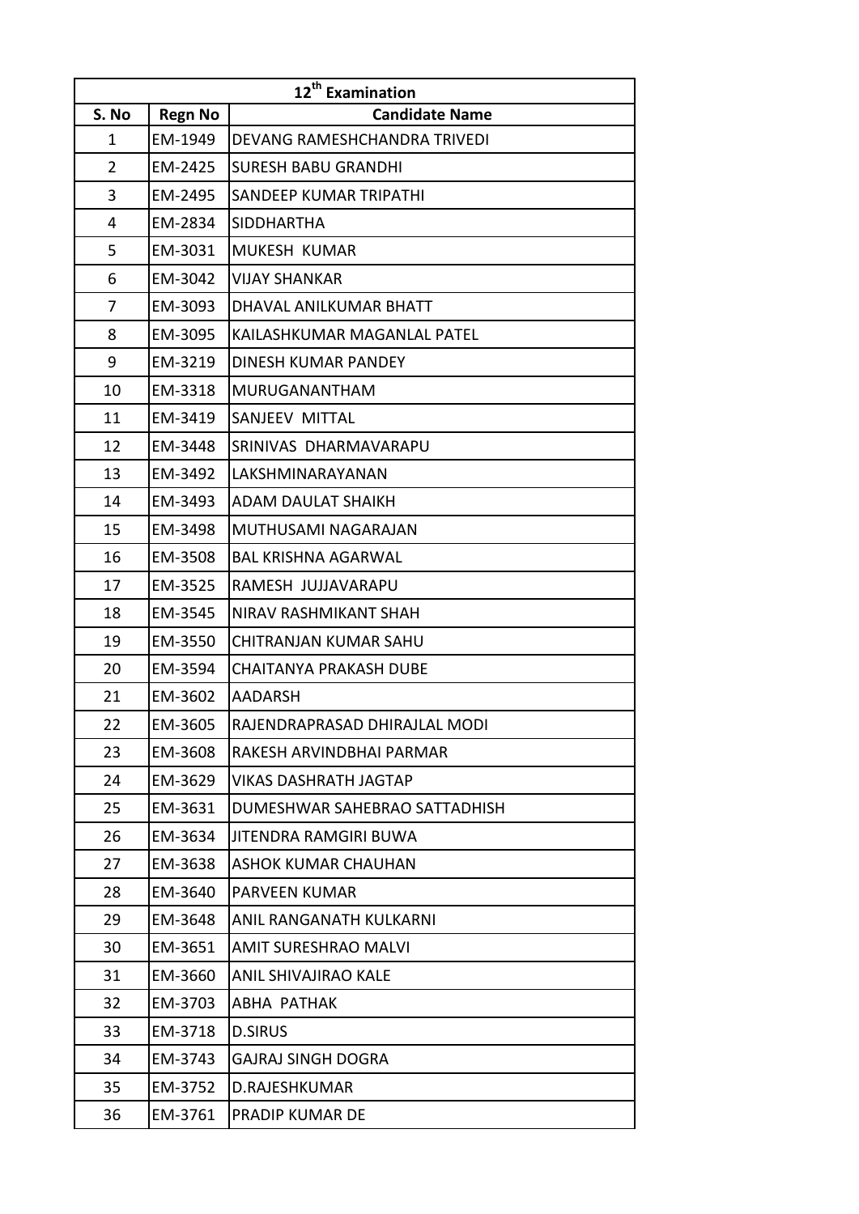| 12th Examination | | |
|---|---|---|
| S. No | Regn No | Candidate Name |
| 1 | EM-1949 | DEVANG RAMESHCHANDRA TRIVEDI |
| 2 | EM-2425 | SURESH BABU GRANDHI |
| 3 | EM-2495 | SANDEEP KUMAR TRIPATHI |
| 4 | EM-2834 | SIDDHARTHA |
| 5 | EM-3031 | MUKESH KUMAR |
| 6 | EM-3042 | VIJAY SHANKAR |
| 7 | EM-3093 | DHAVAL ANILKUMAR BHATT |
| 8 | EM-3095 | KAILASHKUMAR MAGANLAL PATEL |
| 9 | EM-3219 | DINESH KUMAR PANDEY |
| 10 | EM-3318 | MURUGANANTHAM |
| 11 | EM-3419 | SANJEEV MITTAL |
| 12 | EM-3448 | SRINIVAS DHARMAVARAPU |
| 13 | EM-3492 | LAKSHMINARAYANAN |
| 14 | EM-3493 | ADAM DAULAT SHAIKH |
| 15 | EM-3498 | MUTHUSAMI NAGARAJAN |
| 16 | EM-3508 | BAL KRISHNA AGARWAL |
| 17 | EM-3525 | RAMESH JUJJAVARAPU |
| 18 | EM-3545 | NIRAV RASHMIKANT SHAH |
| 19 | EM-3550 | CHITRANJAN KUMAR SAHU |
| 20 | EM-3594 | CHAITANYA PRAKASH DUBE |
| 21 | EM-3602 | AADARSH |
| 22 | EM-3605 | RAJENDRAPRASAD DHIRAJLAL MODI |
| 23 | EM-3608 | RAKESH ARVINDBHAI PARMAR |
| 24 | EM-3629 | VIKAS DASHRATH JAGTAP |
| 25 | EM-3631 | DUMESHWAR SAHEBRAO SATTADHISH |
| 26 | EM-3634 | JITENDRA RAMGIRI BUWA |
| 27 | EM-3638 | ASHOK KUMAR CHAUHAN |
| 28 | EM-3640 | PARVEEN KUMAR |
| 29 | EM-3648 | ANIL RANGANATH KULKARNI |
| 30 | EM-3651 | AMIT SURESHRAO MALVI |
| 31 | EM-3660 | ANIL SHIVAJIRAO KALE |
| 32 | EM-3703 | ABHA PATHAK |
| 33 | EM-3718 | D.SIRUS |
| 34 | EM-3743 | GAJRAJ SINGH DOGRA |
| 35 | EM-3752 | D.RAJESHKUMAR |
| 36 | EM-3761 | PRADIP KUMAR DE |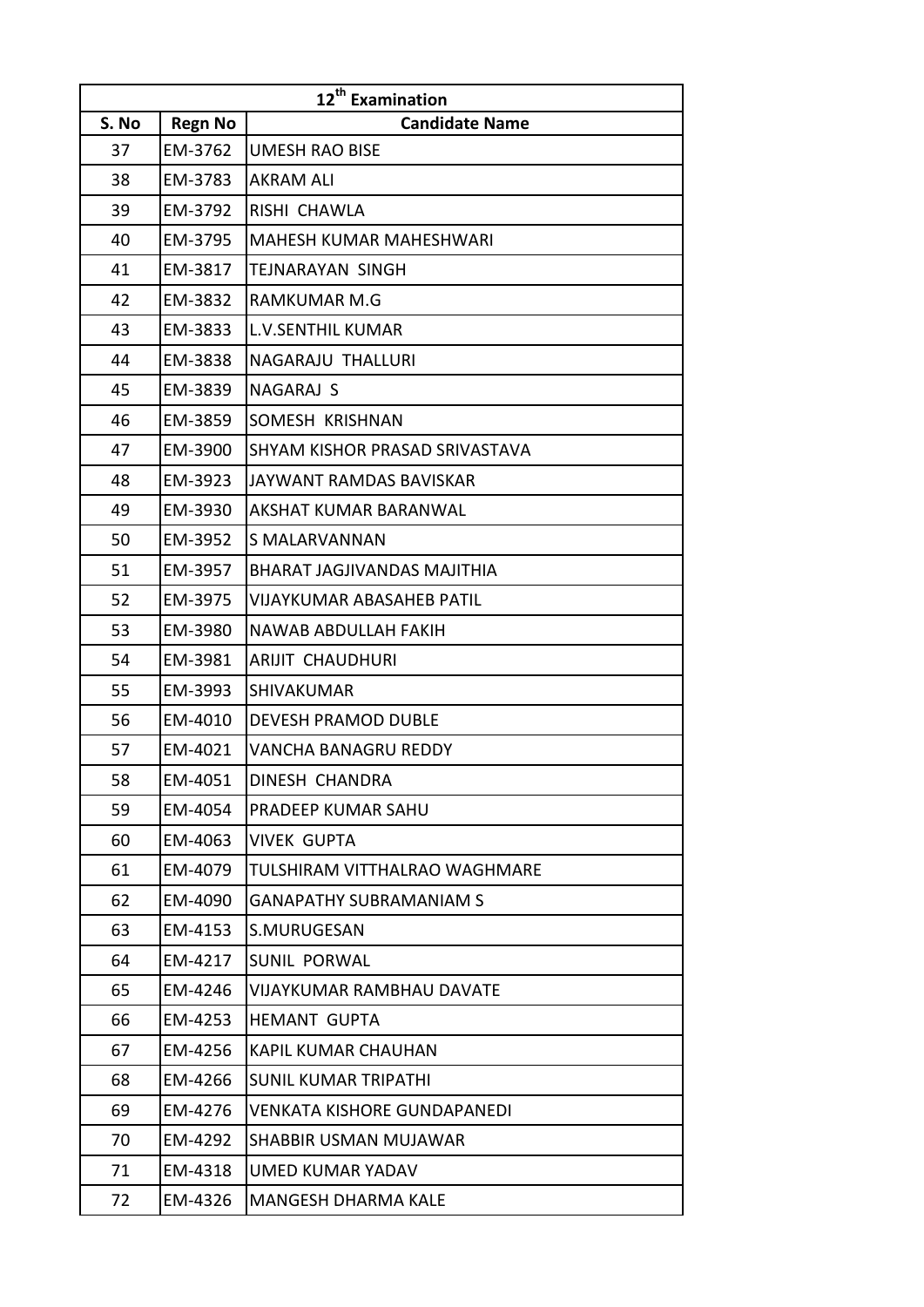| 12th Examination | | |
|---|---|---|
| S. No | Regn No | Candidate Name |
| 37 | EM-3762 | UMESH RAO BISE |
| 38 | EM-3783 | AKRAM ALI |
| 39 | EM-3792 | RISHI CHAWLA |
| 40 | EM-3795 | MAHESH KUMAR MAHESHWARI |
| 41 | EM-3817 | TEJNARAYAN SINGH |
| 42 | EM-3832 | RAMKUMAR M.G |
| 43 | EM-3833 | L.V.SENTHIL KUMAR |
| 44 | EM-3838 | NAGARAJU THALLURI |
| 45 | EM-3839 | NAGARAJ S |
| 46 | EM-3859 | SOMESH KRISHNAN |
| 47 | EM-3900 | SHYAM KISHOR PRASAD SRIVASTAVA |
| 48 | EM-3923 | JAYWANT RAMDAS BAVISKAR |
| 49 | EM-3930 | AKSHAT KUMAR BARANWAL |
| 50 | EM-3952 | S MALARVANNAN |
| 51 | EM-3957 | BHARAT JAGJIVANDAS MAJITHIA |
| 52 | EM-3975 | VIJAYKUMAR ABASAHEB PATIL |
| 53 | EM-3980 | NAWAB ABDULLAH FAKIH |
| 54 | EM-3981 | ARIJIT CHAUDHURI |
| 55 | EM-3993 | SHIVAKUMAR |
| 56 | EM-4010 | DEVESH PRAMOD DUBLE |
| 57 | EM-4021 | VANCHA BANAGRU REDDY |
| 58 | EM-4051 | DINESH CHANDRA |
| 59 | EM-4054 | PRADEEP KUMAR SAHU |
| 60 | EM-4063 | VIVEK GUPTA |
| 61 | EM-4079 | TULSHIRAM VITTHALRAO WAGHMARE |
| 62 | EM-4090 | GANAPATHY SUBRAMANIAM S |
| 63 | EM-4153 | S.MURUGESAN |
| 64 | EM-4217 | SUNIL PORWAL |
| 65 | EM-4246 | VIJAYKUMAR RAMBHAU DAVATE |
| 66 | EM-4253 | HEMANT GUPTA |
| 67 | EM-4256 | KAPIL KUMAR CHAUHAN |
| 68 | EM-4266 | SUNIL KUMAR TRIPATHI |
| 69 | EM-4276 | VENKATA KISHORE GUNDAPANEDI |
| 70 | EM-4292 | SHABBIR USMAN MUJAWAR |
| 71 | EM-4318 | UMED KUMAR YADAV |
| 72 | EM-4326 | MANGESH DHARMA KALE |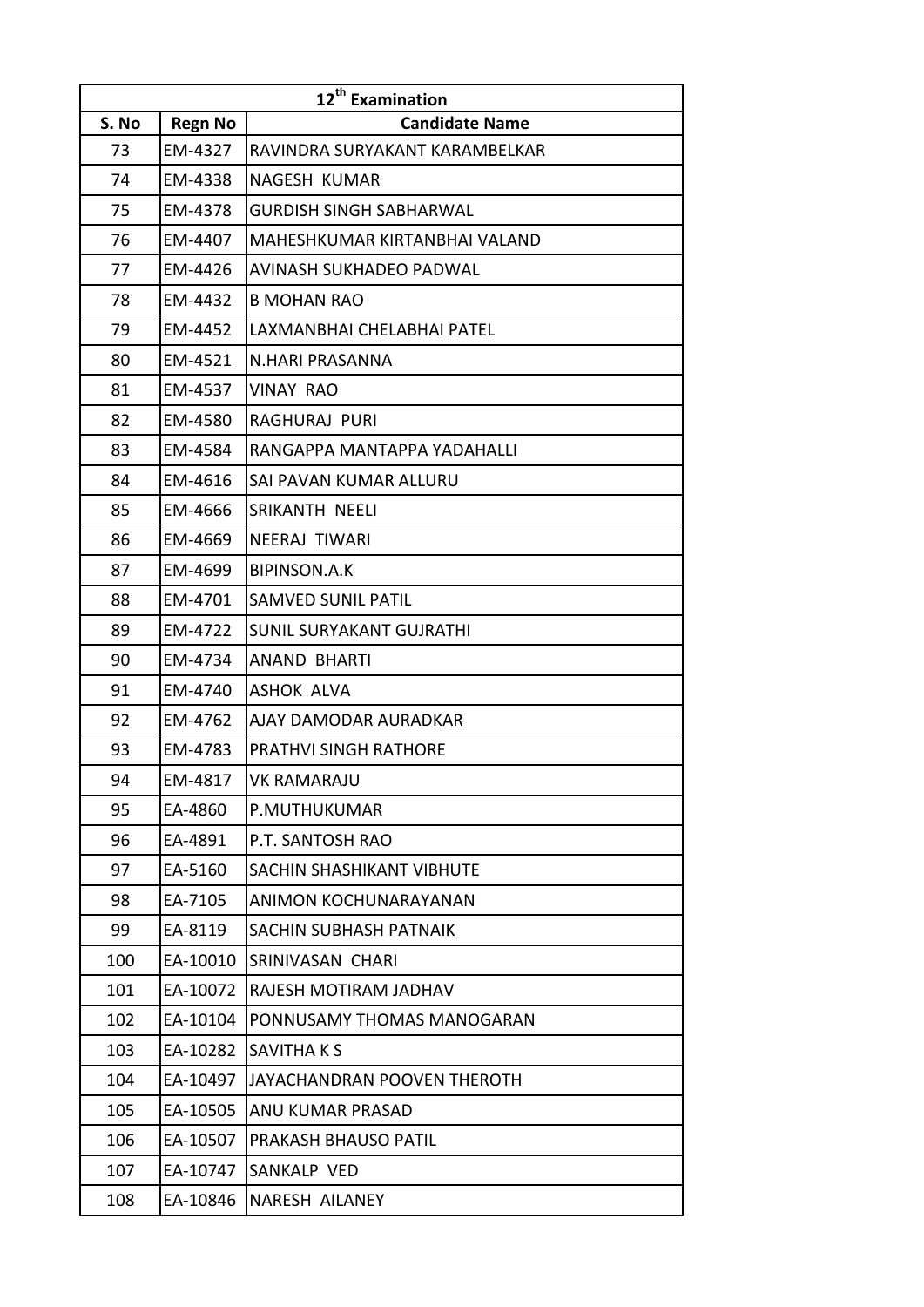| 12th Examination | | |
|---|---|---|
| S. No | Regn No | Candidate Name |
| 73 | EM-4327 | RAVINDRA SURYAKANT KARAMBELKAR |
| 74 | EM-4338 | NAGESH KUMAR |
| 75 | EM-4378 | GURDISH SINGH SABHARWAL |
| 76 | EM-4407 | MAHESHKUMAR KIRTANBHAI VALAND |
| 77 | EM-4426 | AVINASH SUKHADEO PADWAL |
| 78 | EM-4432 | B MOHAN RAO |
| 79 | EM-4452 | LAXMANBHAI CHELABHAI PATEL |
| 80 | EM-4521 | N.HARI PRASANNA |
| 81 | EM-4537 | VINAY RAO |
| 82 | EM-4580 | RAGHURAJ PURI |
| 83 | EM-4584 | RANGAPPA MANTAPPA YADAHALLI |
| 84 | EM-4616 | SAI PAVAN KUMAR ALLURU |
| 85 | EM-4666 | SRIKANTH NEELI |
| 86 | EM-4669 | NEERAJ TIWARI |
| 87 | EM-4699 | BIPINSON.A.K |
| 88 | EM-4701 | SAMVED SUNIL PATIL |
| 89 | EM-4722 | SUNIL SURYAKANT GUJRATHI |
| 90 | EM-4734 | ANAND BHARTI |
| 91 | EM-4740 | ASHOK ALVA |
| 92 | EM-4762 | AJAY DAMODAR AURADKAR |
| 93 | EM-4783 | PRATHVI SINGH RATHORE |
| 94 | EM-4817 | VK RAMARAJU |
| 95 | EA-4860 | P.MUTHUKUMAR |
| 96 | EA-4891 | P.T. SANTOSH RAO |
| 97 | EA-5160 | SACHIN SHASHIKANT VIBHUTE |
| 98 | EA-7105 | ANIMON KOCHUNARAYANAN |
| 99 | EA-8119 | SACHIN SUBHASH PATNAIK |
| 100 | EA-10010 | SRINIVASAN CHARI |
| 101 | EA-10072 | RAJESH MOTIRAM JADHAV |
| 102 | EA-10104 | PONNUSAMY THOMAS MANOGARAN |
| 103 | EA-10282 | SAVITHA K S |
| 104 | EA-10497 | JAYACHANDRAN POOVEN THEROTH |
| 105 | EA-10505 | ANU KUMAR PRASAD |
| 106 | EA-10507 | PRAKASH BHAUSO PATIL |
| 107 | EA-10747 | SANKALP VED |
| 108 | EA-10846 | NARESH AILANEY |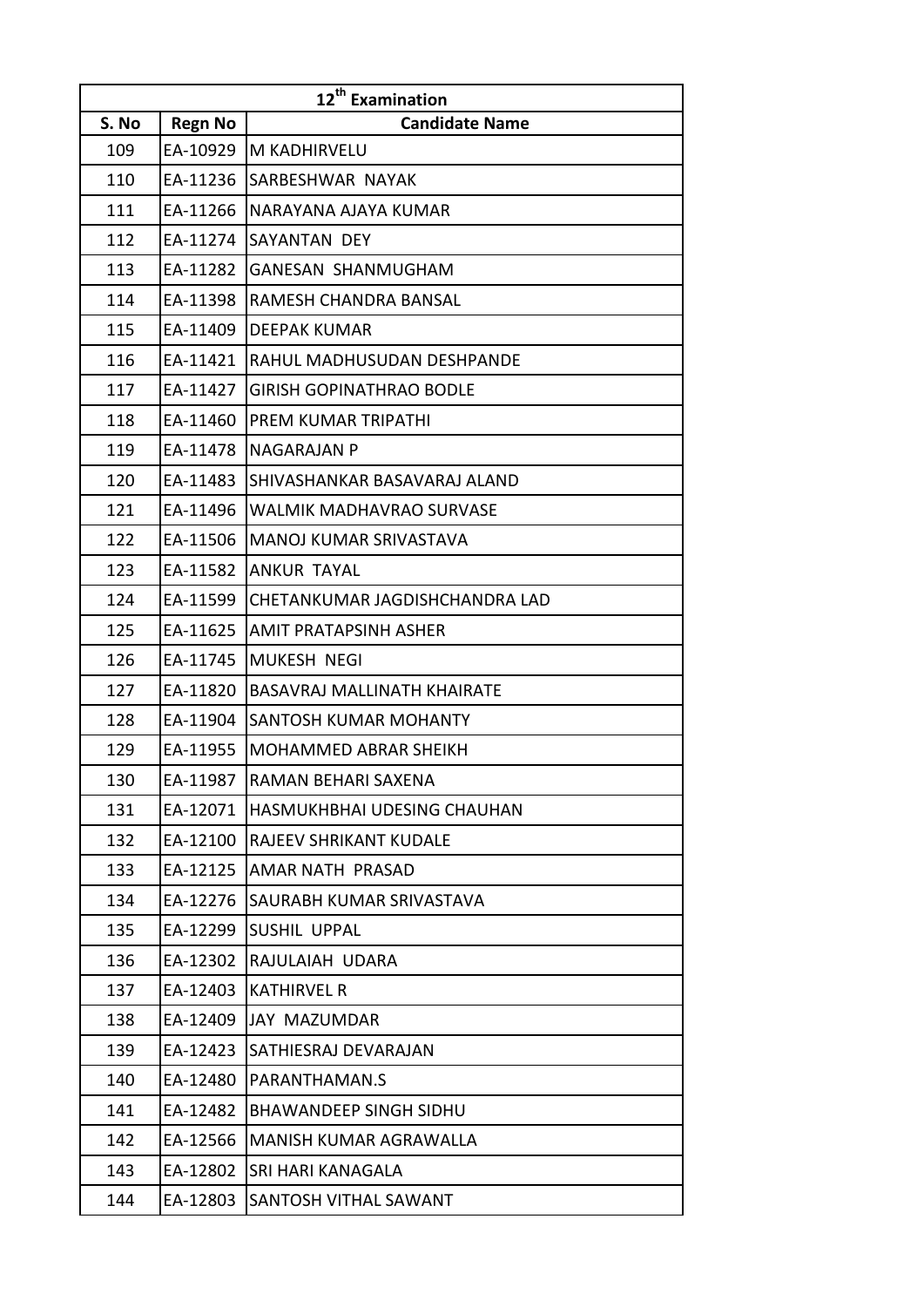| 12th Examination | | |
|---|---|---|
| S. No | Regn No | Candidate Name |
| 109 | EA-10929 | M KADHIRVELU |
| 110 | EA-11236 | SARBESHWAR NAYAK |
| 111 | EA-11266 | NARAYANA AJAYA KUMAR |
| 112 | EA-11274 | SAYANTAN DEY |
| 113 | EA-11282 | GANESAN SHANMUGHAM |
| 114 | EA-11398 | RAMESH CHANDRA BANSAL |
| 115 | EA-11409 | DEEPAK KUMAR |
| 116 | EA-11421 | RAHUL MADHUSUDAN DESHPANDE |
| 117 | EA-11427 | GIRISH GOPINATHRAO BODLE |
| 118 | EA-11460 | PREM KUMAR TRIPATHI |
| 119 | EA-11478 | NAGARAJAN P |
| 120 | EA-11483 | SHIVASHANKAR BASAVARAJ ALAND |
| 121 | EA-11496 | WALMIK MADHAVRAO SURVASE |
| 122 | EA-11506 | MANOJ KUMAR SRIVASTAVA |
| 123 | EA-11582 | ANKUR TAYAL |
| 124 | EA-11599 | CHETANKUMAR JAGDISHCHANDRA LAD |
| 125 | EA-11625 | AMIT PRATAPSINH ASHER |
| 126 | EA-11745 | MUKESH NEGI |
| 127 | EA-11820 | BASAVRAJ MALLINATH KHAIRATE |
| 128 | EA-11904 | SANTOSH KUMAR MOHANTY |
| 129 | EA-11955 | MOHAMMED ABRAR SHEIKH |
| 130 | EA-11987 | RAMAN BEHARI SAXENA |
| 131 | EA-12071 | HASMUKHBHAI UDESING CHAUHAN |
| 132 | EA-12100 | RAJEEV SHRIKANT KUDALE |
| 133 | EA-12125 | AMAR NATH PRASAD |
| 134 | EA-12276 | SAURABH KUMAR SRIVASTAVA |
| 135 | EA-12299 | SUSHIL UPPAL |
| 136 | EA-12302 | RAJULAIAH UDARA |
| 137 | EA-12403 | KATHIRVEL R |
| 138 | EA-12409 | JAY MAZUMDAR |
| 139 | EA-12423 | SATHIESRAJ DEVARAJAN |
| 140 | EA-12480 | PARANTHAMAN.S |
| 141 | EA-12482 | BHAWANDEEP SINGH SIDHU |
| 142 | EA-12566 | MANISH KUMAR AGRAWALLA |
| 143 | EA-12802 | SRI HARI KANAGALA |
| 144 | EA-12803 | SANTOSH VITHAL SAWANT |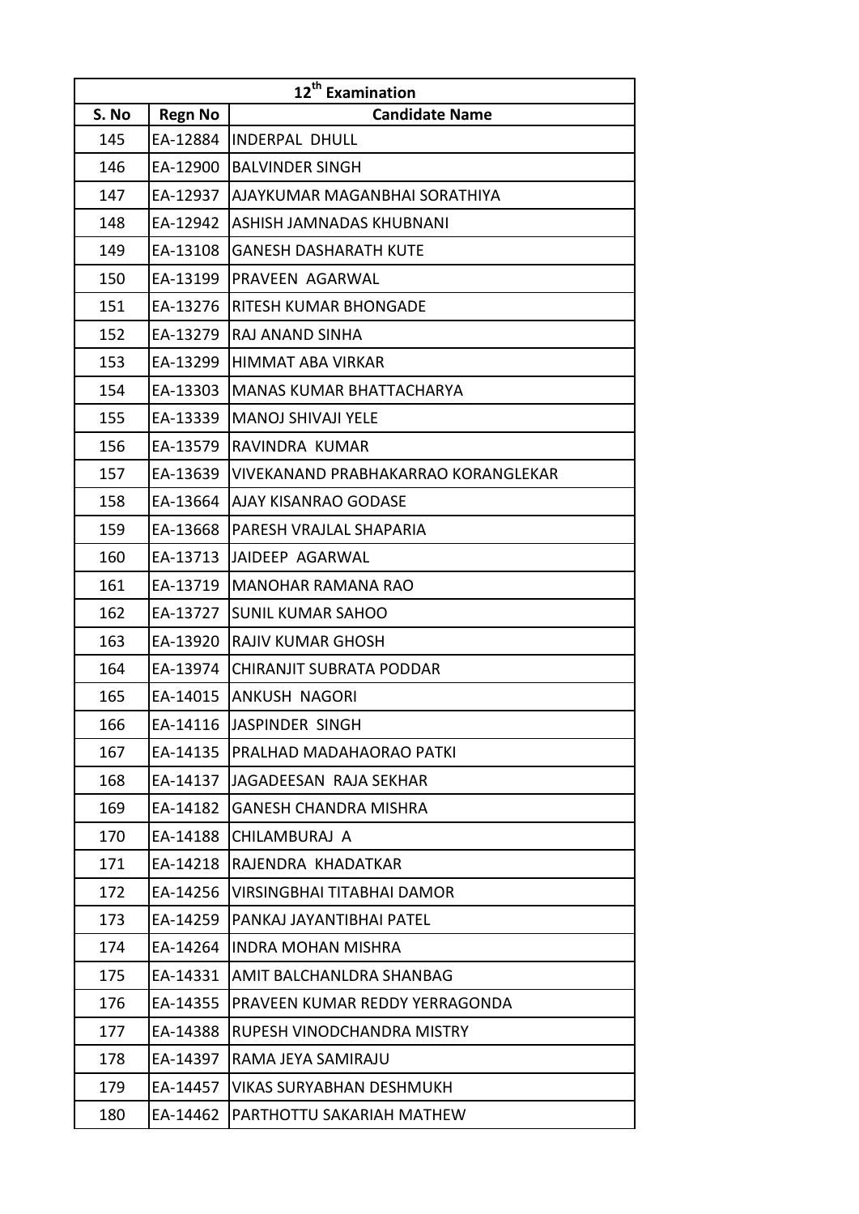| 12th Examination | | |
|---|---|---|
| S. No | Regn No | Candidate Name |
| 145 | EA-12884 | INDERPAL  DHULL |
| 146 | EA-12900 | BALVINDER SINGH |
| 147 | EA-12937 | AJAYKUMAR MAGANBHAI SORATHIYA |
| 148 | EA-12942 | ASHISH JAMNADAS KHUBNANI |
| 149 | EA-13108 | GANESH DASHARATH KUTE |
| 150 | EA-13199 | PRAVEEN  AGARWAL |
| 151 | EA-13276 | RITESH KUMAR BHONGADE |
| 152 | EA-13279 | RAJ ANAND SINHA |
| 153 | EA-13299 | HIMMAT ABA VIRKAR |
| 154 | EA-13303 | MANAS KUMAR BHATTACHARYA |
| 155 | EA-13339 | MANOJ SHIVAJI YELE |
| 156 | EA-13579 | RAVINDRA  KUMAR |
| 157 | EA-13639 | VIVEKANAND PRABHAKARRAO KORANGLEKAR |
| 158 | EA-13664 | AJAY KISANRAO GODASE |
| 159 | EA-13668 | PARESH VRAJLAL SHAPARIA |
| 160 | EA-13713 | JAIDEEP  AGARWAL |
| 161 | EA-13719 | MANOHAR RAMANA RAO |
| 162 | EA-13727 | SUNIL KUMAR SAHOO |
| 163 | EA-13920 | RAJIV KUMAR GHOSH |
| 164 | EA-13974 | CHIRANJIT SUBRATA PODDAR |
| 165 | EA-14015 | ANKUSH  NAGORI |
| 166 | EA-14116 | JASPINDER  SINGH |
| 167 | EA-14135 | PRALHAD MADAHAORAO PATKI |
| 168 | EA-14137 | JAGADEESAN  RAJA SEKHAR |
| 169 | EA-14182 | GANESH CHANDRA MISHRA |
| 170 | EA-14188 | CHILAMBURAJ  A |
| 171 | EA-14218 | RAJENDRA  KHADATKAR |
| 172 | EA-14256 | VIRSINGBHAI TITABHAI DAMOR |
| 173 | EA-14259 | PANKAJ JAYANTIBHAI PATEL |
| 174 | EA-14264 | INDRA MOHAN MISHRA |
| 175 | EA-14331 | AMIT BALCHANLDRA SHANBAG |
| 176 | EA-14355 | PRAVEEN KUMAR REDDY YERRAGONDA |
| 177 | EA-14388 | RUPESH VINODCHANDRA MISTRY |
| 178 | EA-14397 | RAMA JEYA SAMIRAJU |
| 179 | EA-14457 | VIKAS SURYABHAN DESHMUKH |
| 180 | EA-14462 | PARTHOTTU SAKARIAH MATHEW |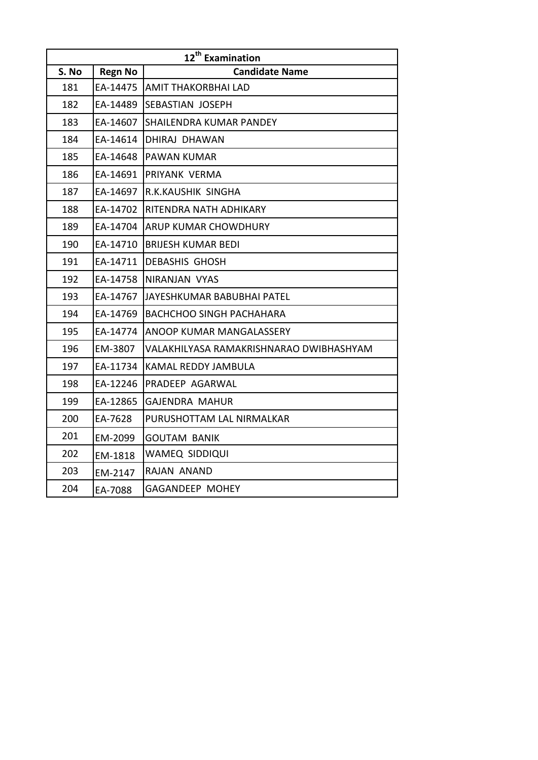| 12th Examination | | |
|---|---|---|
| S. No | Regn No | Candidate Name |
| 181 | EA-14475 | AMIT THAKORBHAI LAD |
| 182 | EA-14489 | SEBASTIAN JOSEPH |
| 183 | EA-14607 | SHAILENDRA KUMAR PANDEY |
| 184 | EA-14614 | DHIRAJ DHAWAN |
| 185 | EA-14648 | PAWAN KUMAR |
| 186 | EA-14691 | PRIYANK VERMA |
| 187 | EA-14697 | R.K.KAUSHIK SINGHA |
| 188 | EA-14702 | RITENDRA NATH ADHIKARY |
| 189 | EA-14704 | ARUP KUMAR CHOWDHURY |
| 190 | EA-14710 | BRIJESH KUMAR BEDI |
| 191 | EA-14711 | DEBASHIS GHOSH |
| 192 | EA-14758 | NIRANJAN VYAS |
| 193 | EA-14767 | JAYESHKUMAR BABUBHAI PATEL |
| 194 | EA-14769 | BACHCHOO SINGH PACHAHARA |
| 195 | EA-14774 | ANOOP KUMAR MANGALASSERY |
| 196 | EM-3807 | VALAKHILYASA RAMAKRISHNARAO DWIBHASHYAM |
| 197 | EA-11734 | KAMAL REDDY JAMBULA |
| 198 | EA-12246 | PRADEEP AGARWAL |
| 199 | EA-12865 | GAJENDRA MAHUR |
| 200 | EA-7628 | PURUSHOTTAM LAL NIRMALKAR |
| 201 | EM-2099 | GOUTAM BANIK |
| 202 | EM-1818 | WAMEQ SIDDIQUI |
| 203 | EM-2147 | RAJAN ANAND |
| 204 | EA-7088 | GAGANDEEP MOHEY |